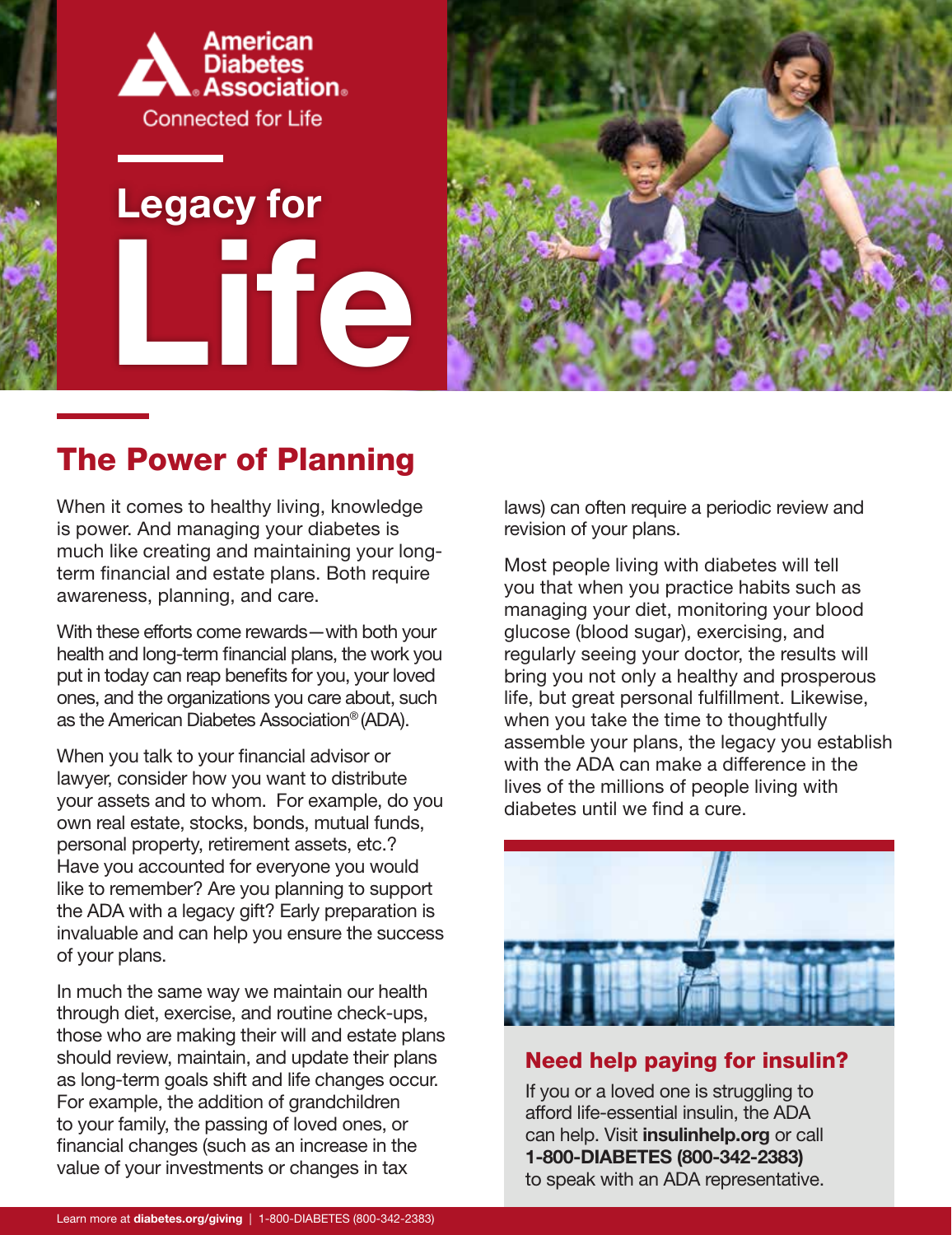American Diabetes Association®

Connected for Life

# Legacy for Life

## The Power of Planning

When it comes to healthy living, knowledge is power. And managing your diabetes is much like creating and maintaining your long-term financial and estate plans. Both require awareness, planning, and care.

With these efforts come rewards—with both your health and long-term financial plans, the work you put in today can reap benefits for you, your loved ones, and the organizations you care about, such as the American Diabetes Association® (ADA).

When you talk to your financial advisor or lawyer, consider how you want to distribute your assets and to whom. For example, do you own real estate, stocks, bonds, mutual funds, personal property, retirement assets, etc.? Have you accounted for everyone you would like to remember? Are you planning to support the ADA with a legacy gift? Early preparation is invaluable and can help you ensure the success of your plans.

In much the same way we maintain our health through diet, exercise, and routine check-ups, those who are making their will and estate plans should review, maintain, and update their plans as long-term goals shift and life changes occur. For example, the addition of grandchildren to your family, the passing of loved ones, or financial changes (such as an increase in the value of your investments or changes in tax laws) can often require a periodic review and revision of your plans.

Most people living with diabetes will tell you that when you practice habits such as managing your diet, monitoring your blood glucose (blood sugar), exercising, and regularly seeing your doctor, the results will bring you not only a healthy and prosperous life, but great personal fulfillment. Likewise, when you take the time to thoughtfully assemble your plans, the legacy you establish with the ADA can make a difference in the lives of the millions of people living with diabetes until we find a cure.

### Need help paying for insulin?

If you or a loved one is struggling to afford life-essential insulin, the ADA can help. Visit **insulinhelp.org** or call **1-800-DIABETES (800-342-2383)** to speak with an ADA representative.

Learn more at **diabetes.org/giving** | 1-800-DIABETES (800-342-2383)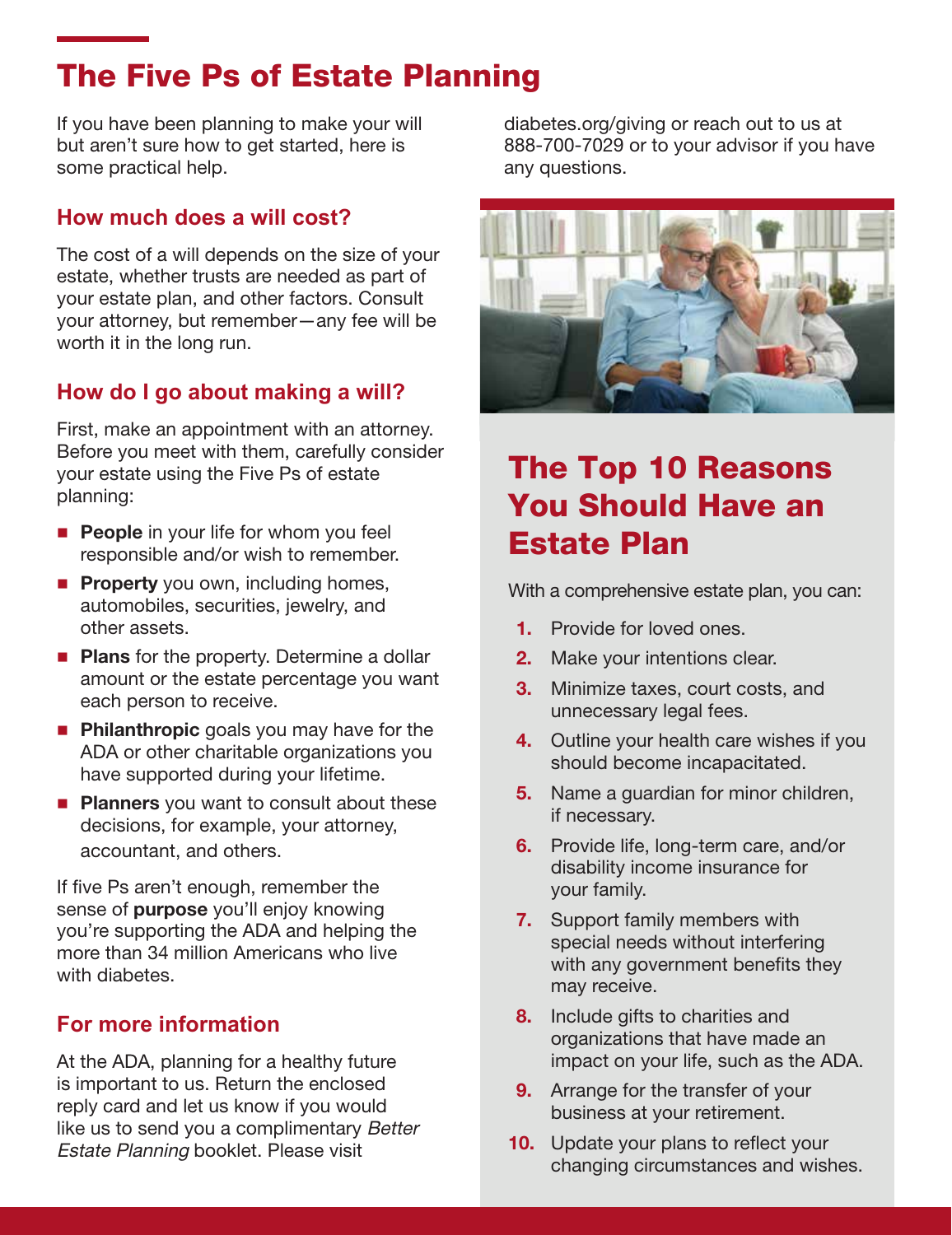# The Five Ps of Estate Planning

If you have been planning to make your will but aren't sure how to get started, here is some practical help.

## How much does a will cost?

The cost of a will depends on the size of your estate, whether trusts are needed as part of your estate plan, and other factors. Consult your attorney, but remember—any fee will be worth it in the long run.

## How do I go about making a will?

First, make an appointment with an attorney. Before you meet with them, carefully consider your estate using the Five Ps of estate planning:

- **People** in your life for whom you feel responsible and/or wish to remember.
- **Property** you own, including homes, automobiles, securities, jewelry, and other assets.
- **Plans** for the property. Determine a dollar amount or the estate percentage you want each person to receive.
- **Philanthropic** goals you may have for the ADA or other charitable organizations you have supported during your lifetime.
- **Planners** you want to consult about these decisions, for example, your attorney, accountant, and others.

If five Ps aren't enough, remember the sense of **purpose** you'll enjoy knowing you're supporting the ADA and helping the more than 34 million Americans who live with diabetes.

## For more information

At the ADA, planning for a healthy future is important to us. Return the enclosed reply card and let us know if you would like us to send you a complimentary *Better Estate Planning* booklet. Please visit diabetes.org/giving or reach out to us at 888-700-7029 or to your advisor if you have any questions.

# The Top 10 Reasons You Should Have an Estate Plan

With a comprehensive estate plan, you can:

1. Provide for loved ones.
2. Make your intentions clear.
3. Minimize taxes, court costs, and unnecessary legal fees.
4. Outline your health care wishes if you should become incapacitated.
5. Name a guardian for minor children, if necessary.
6. Provide life, long-term care, and/or disability income insurance for your family.
7. Support family members with special needs without interfering with any government benefits they may receive.
8. Include gifts to charities and organizations that have made an impact on your life, such as the ADA.
9. Arrange for the transfer of your business at your retirement.
10. Update your plans to reflect your changing circumstances and wishes.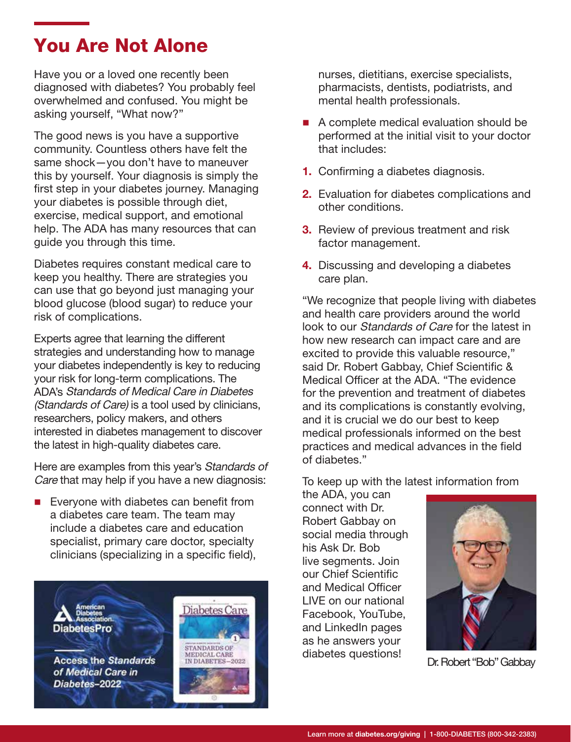# You Are Not Alone

Have you or a loved one recently been diagnosed with diabetes? You probably feel overwhelmed and confused. You might be asking yourself, "What now?"

The good news is you have a supportive community. Countless others have felt the same shock—you don't have to maneuver this by yourself. Your diagnosis is simply the first step in your diabetes journey. Managing your diabetes is possible through diet, exercise, medical support, and emotional help. The ADA has many resources that can guide you through this time.

Diabetes requires constant medical care to keep you healthy. There are strategies you can use that go beyond just managing your blood glucose (blood sugar) to reduce your risk of complications.

Experts agree that learning the different strategies and understanding how to manage your diabetes independently is key to reducing your risk for long-term complications. The ADA's *Standards of Medical Care in Diabetes (Standards of Care)* is a tool used by clinicians, researchers, policy makers, and others interested in diabetes management to discover the latest in high-quality diabetes care.

Here are examples from this year's *Standards of Care* that may help if you have a new diagnosis:

- Everyone with diabetes can benefit from a diabetes care team. The team may include a diabetes care and education specialist, primary care doctor, specialty clinicians (specializing in a specific field), nurses, dietitians, exercise specialists, pharmacists, dentists, podiatrists, and mental health professionals.
- A complete medical evaluation should be performed at the initial visit to your doctor that includes:

1. Confirming a diabetes diagnosis.
2. Evaluation for diabetes complications and other conditions.
3. Review of previous treatment and risk factor management.
4. Discussing and developing a diabetes care plan.

American Diabetes Association. DiabetesPro

Access the *Standards of Medical Care in Diabetes–2022*

"We recognize that people living with diabetes and health care providers around the world look to our *Standards of Care* for the latest in how new research can impact care and are excited to provide this valuable resource," said Dr. Robert Gabbay, Chief Scientific & Medical Officer at the ADA. "The evidence for the prevention and treatment of diabetes and its complications is constantly evolving, and it is crucial we do our best to keep medical professionals informed on the best practices and medical advances in the field of diabetes."

To keep up with the latest information from the ADA, you can connect with Dr. Robert Gabbay on social media through his Ask Dr. Bob live segments. Join our Chief Scientific and Medical Officer LIVE on our national Facebook, YouTube, and LinkedIn pages as he answers your diabetes questions!

Dr. Robert "Bob" Gabbay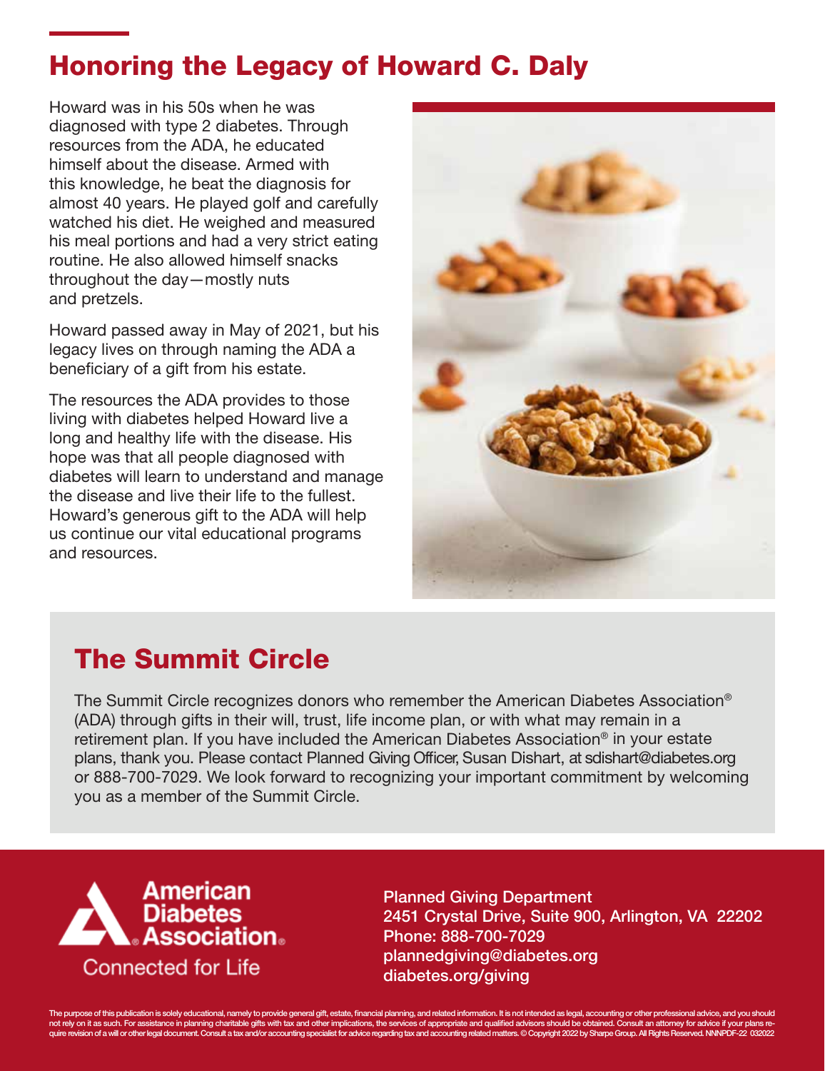## Honoring the Legacy of Howard C. Daly

Howard was in his 50s when he was diagnosed with type 2 diabetes. Through resources from the ADA, he educated himself about the disease. Armed with this knowledge, he beat the diagnosis for almost 40 years. He played golf and carefully watched his diet. He weighed and measured his meal portions and had a very strict eating routine. He also allowed himself snacks throughout the day—mostly nuts and pretzels.

Howard passed away in May of 2021, but his legacy lives on through naming the ADA a beneficiary of a gift from his estate.

The resources the ADA provides to those living with diabetes helped Howard live a long and healthy life with the disease. His hope was that all people diagnosed with diabetes will learn to understand and manage the disease and live their life to the fullest. Howard's generous gift to the ADA will help us continue our vital educational programs and resources.

## The Summit Circle

The Summit Circle recognizes donors who remember the American Diabetes Association® (ADA) through gifts in their will, trust, life income plan, or with what may remain in a retirement plan. If you have included the American Diabetes Association® in your estate plans, thank you. Please contact Planned Giving Officer, Susan Dishart, at sdishart@diabetes.org or 888-700-7029. We look forward to recognizing your important commitment by welcoming you as a member of the Summit Circle.

American Diabetes Association®

Connected for Life

**Planned Giving Department**
**2451 Crystal Drive, Suite 900, Arlington, VA 22202**
**Phone: 888-700-7029**
**plannedgiving@diabetes.org**
**diabetes.org/giving**

The purpose of this publication is solely educational, namely to provide general gift, estate, financial planning, and related information. It is not intended as legal, accounting or other professional advice, and you should not rely on it as such. For assistance in planning charitable gifts with tax and other implications, the services of appropriate and qualified advisors should be obtained. Consult an attorney for advice if your plans require revision of a will or other legal document. Consult a tax and/or accounting specialist for advice regarding tax and accounting related matters. © Copyright 2022 by Sharpe Group. All Rights Reserved. NNNPDF-22 032022